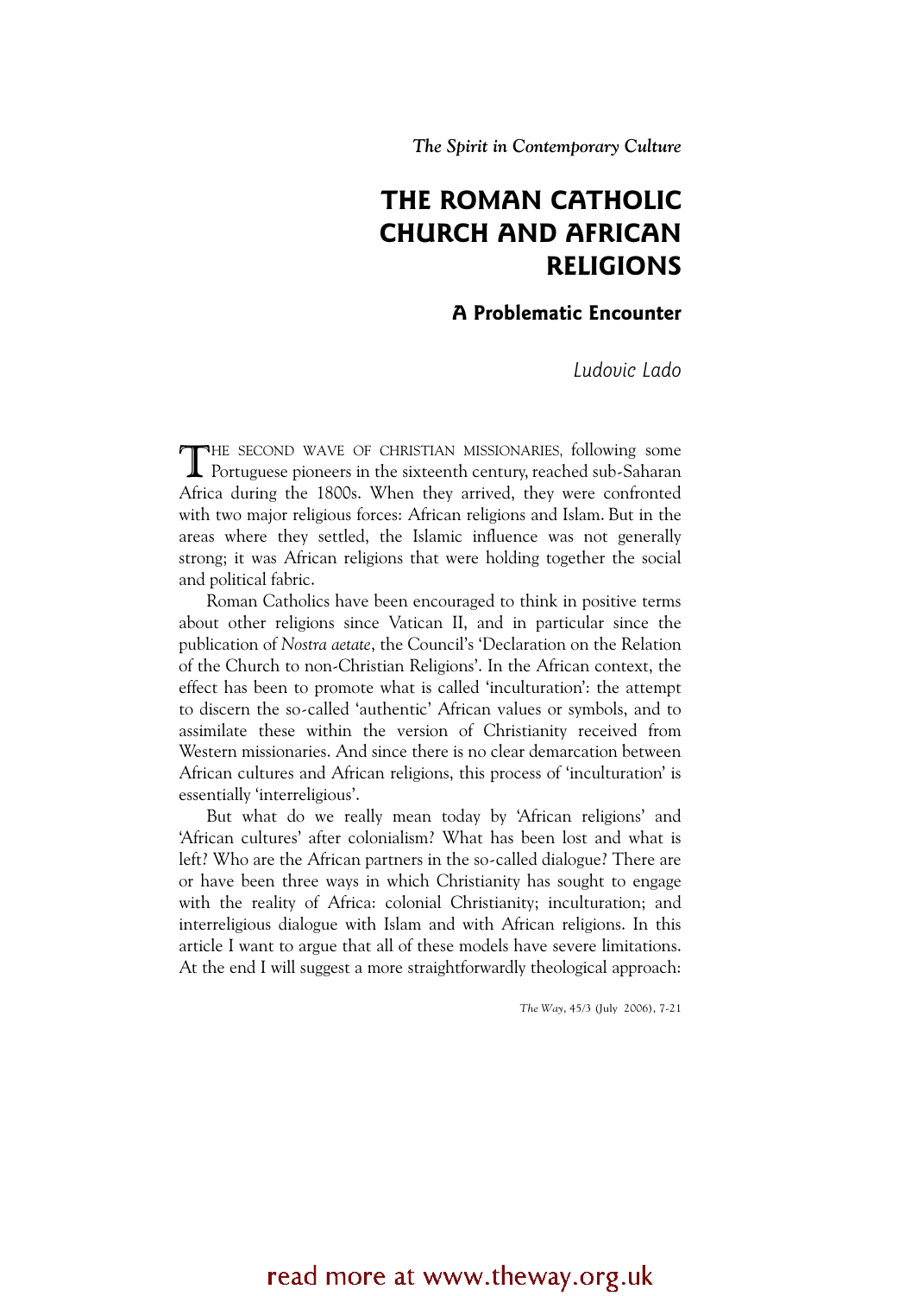*The Spirit in Contemporary Culture*

# THE ROMAN CATHOLIC CHURCH AND AFRICAN RELIGIONS

## A Problematic Encounter

*Ludovic Lado*

THE SECOND WAVE OF CHRISTIAN MISSIONARIES, following some Portuguese pioneers in the sixteenth century, reached sub-Saharan Africa during the 1800s. When they arrived, they were confronted with two major religious forces: African religions and Islam. But in the areas where they settled, the Islamic influence was not generally strong; it was African religions that were holding together the social and political fabric.

Roman Catholics have been encouraged to think in positive terms about other religions since Vatican II, and in particular since the publication of *Nostra aetate*, the Council's 'Declaration on the Relation of the Church to non-Christian Religions'. In the African context, the effect has been to promote what is called 'inculturation': the attempt to discern the so-called 'authentic' African values or symbols, and to assimilate these within the version of Christianity received from Western missionaries. And since there is no clear demarcation between African cultures and African religions, this process of 'inculturation' is essentially 'interreligious'.

But what do we really mean today by 'African religions' and 'African cultures' after colonialism? What has been lost and what is left? Who are the African partners in the so-called dialogue? There are or have been three ways in which Christianity has sought to engage with the reality of Africa: colonial Christianity; inculturation; and interreligious dialogue with Islam and with African religions. In this article I want to argue that all of these models have severe limitations. At the end I will suggest a more straightforwardly theological approach: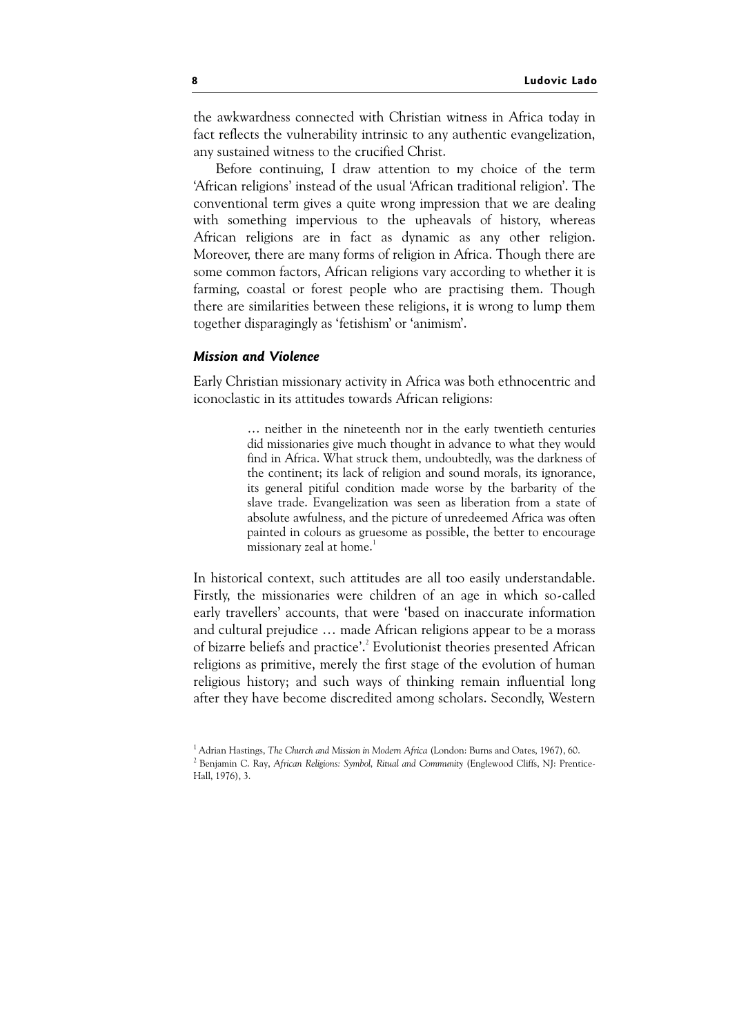the awkwardness connected with Christian witness in Africa today in fact reflects the vulnerability intrinsic to any authentic evangelization, any sustained witness to the crucified Christ.

Before continuing, I draw attention to my choice of the term 'African religions' instead of the usual 'African traditional religion'. The conventional term gives a quite wrong impression that we are dealing with something impervious to the upheavals of history, whereas African religions are in fact as dynamic as any other religion. Moreover, there are many forms of religion in Africa. Though there are some common factors, African religions vary according to whether it is farming, coastal or forest people who are practising them. Though there are similarities between these religions, it is wrong to lump them together disparagingly as 'fetishism' or 'animism'.

### *Mission and Violence*

Early Christian missionary activity in Africa was both ethnocentric and iconoclastic in its attitudes towards African religions:

> … neither in the nineteenth nor in the early twentieth centuries did missionaries give much thought in advance to what they would find in Africa. What struck them, undoubtedly, was the darkness of the continent; its lack of religion and sound morals, its ignorance, its general pitiful condition made worse by the barbarity of the slave trade. Evangelization was seen as liberation from a state of absolute awfulness, and the picture of unredeemed Africa was often painted in colours as gruesome as possible, the better to encourage missionary zeal at home.[1]

In historical context, such attitudes are all too easily understandable. Firstly, the missionaries were children of an age in which so-called early travellers' accounts, that were 'based on inaccurate information and cultural prejudice … made African religions appear to be a morass of bizarre beliefs and practice'.[2] Evolutionist theories presented African religions as primitive, merely the first stage of the evolution of human religious history; and such ways of thinking remain influential long after they have become discredited among scholars. Secondly, Western

---

[1] Adrian Hastings, *The Church and Mission in Modern Africa* (London: Burns and Oates, 1967), 60.

[2] Benjamin C. Ray, *African Religions: Symbol, Ritual and Community* (Englewood Cliffs, NJ: Prentice-Hall, 1976), 3.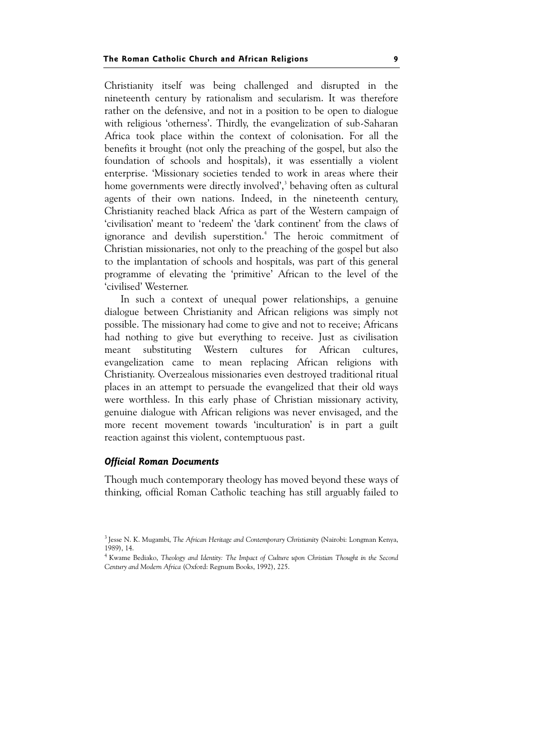Christianity itself was being challenged and disrupted in the nineteenth century by rationalism and secularism. It was therefore rather on the defensive, and not in a position to be open to dialogue with religious 'otherness'. Thirdly, the evangelization of sub-Saharan Africa took place within the context of colonisation. For all the benefits it brought (not only the preaching of the gospel, but also the foundation of schools and hospitals), it was essentially a violent enterprise. 'Missionary societies tended to work in areas where their home governments were directly involved',[3] behaving often as cultural agents of their own nations. Indeed, in the nineteenth century, Christianity reached black Africa as part of the Western campaign of 'civilisation' meant to 'redeem' the 'dark continent' from the claws of ignorance and devilish superstition.[4] The heroic commitment of Christian missionaries, not only to the preaching of the gospel but also to the implantation of schools and hospitals, was part of this general programme of elevating the 'primitive' African to the level of the 'civilised' Westerner.

In such a context of unequal power relationships, a genuine dialogue between Christianity and African religions was simply not possible. The missionary had come to give and not to receive; Africans had nothing to give but everything to receive. Just as civilisation meant substituting Western cultures for African cultures, evangelization came to mean replacing African religions with Christianity. Overzealous missionaries even destroyed traditional ritual places in an attempt to persuade the evangelized that their old ways were worthless. In this early phase of Christian missionary activity, genuine dialogue with African religions was never envisaged, and the more recent movement towards 'inculturation' is in part a guilt reaction against this violent, contemptuous past.

### *Official Roman Documents*

Though much contemporary theology has moved beyond these ways of thinking, official Roman Catholic teaching has still arguably failed to

---

[3] Jesse N. K. Mugambi, *The African Heritage and Contemporary Christianity* (Nairobi: Longman Kenya, 1989), 14.

[4] Kwame Bediako, *Theology and Identity: The Impact of Culture upon Christian Thought in the Second Century and Modern Africa* (Oxford: Regnum Books, 1992), 225.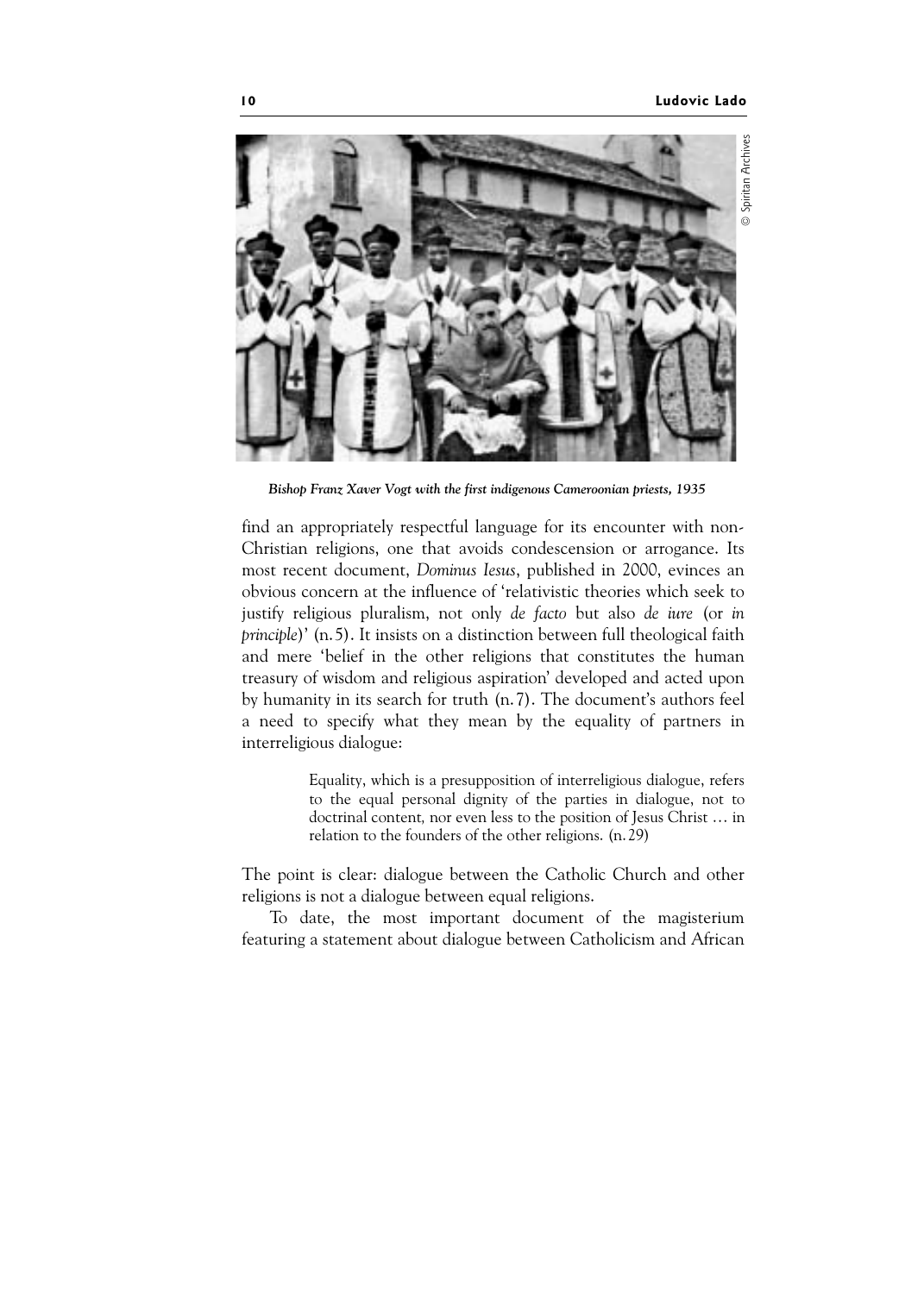*Bishop Franz Xaver Vogt with the first indigenous Cameroonian priests, 1935*

find an appropriately respectful language for its encounter with non-Christian religions, one that avoids condescension or arrogance. Its most recent document, *Dominus Iesus*, published in 2000, evinces an obvious concern at the influence of 'relativistic theories which seek to justify religious pluralism, not only *de facto* but also *de iure* (or *in principle*)' (n.5). It insists on a distinction between full theological faith and mere 'belief in the other religions that constitutes the human treasury of wisdom and religious aspiration' developed and acted upon by humanity in its search for truth (n.7). The document's authors feel a need to specify what they mean by the equality of partners in interreligious dialogue:

> Equality, which is a presupposition of interreligious dialogue, refers to the equal personal dignity of the parties in dialogue, not to doctrinal content, nor even less to the position of Jesus Christ … in relation to the founders of the other religions. (n.29)

The point is clear: dialogue between the Catholic Church and other religions is not a dialogue between equal religions.

To date, the most important document of the magisterium featuring a statement about dialogue between Catholicism and African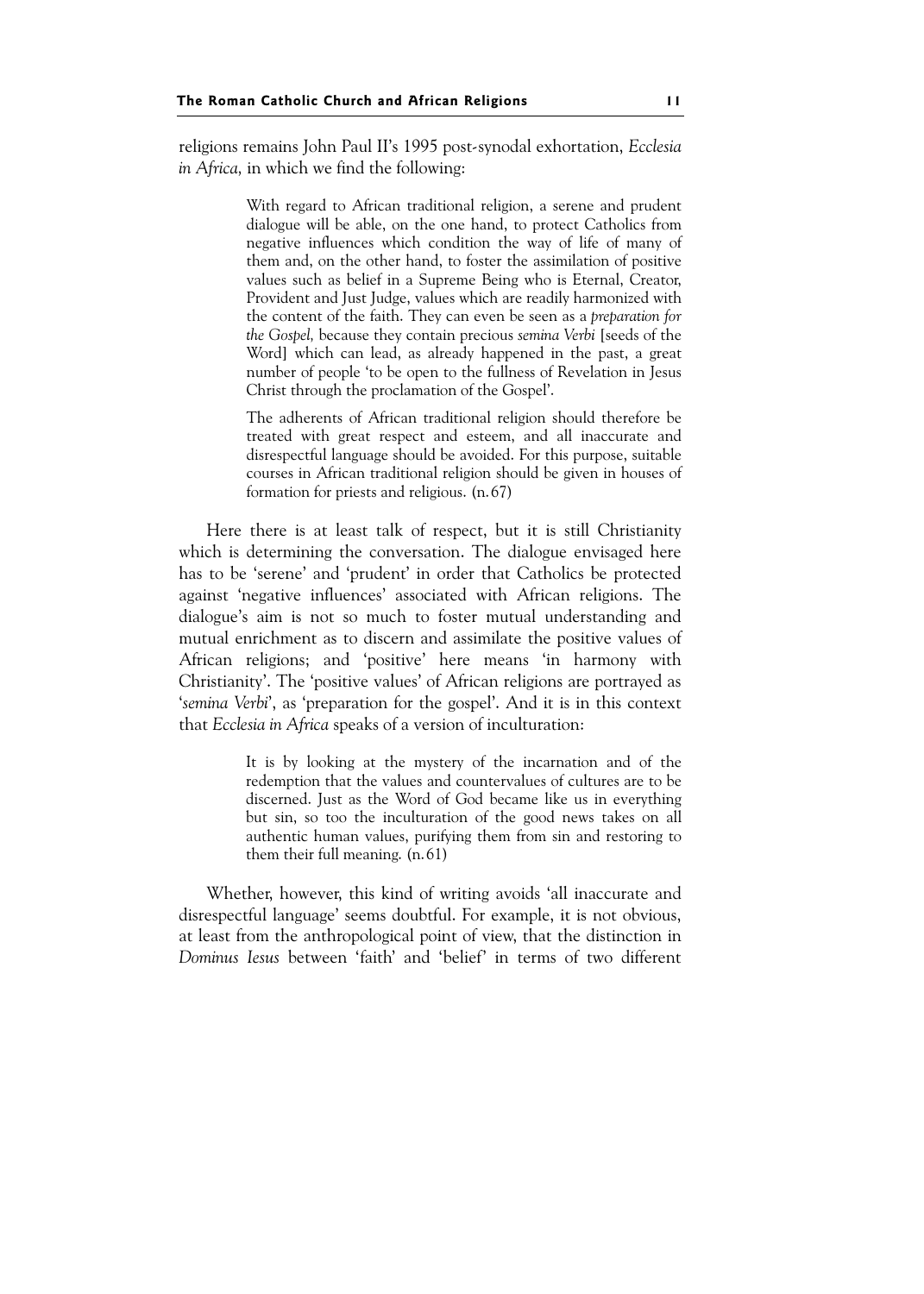religions remains John Paul II's 1995 post-synodal exhortation, *Ecclesia in Africa,* in which we find the following:

> With regard to African traditional religion, a serene and prudent dialogue will be able, on the one hand, to protect Catholics from negative influences which condition the way of life of many of them and, on the other hand, to foster the assimilation of positive values such as belief in a Supreme Being who is Eternal, Creator, Provident and Just Judge, values which are readily harmonized with the content of the faith. They can even be seen as a *preparation for the Gospel,* because they contain precious *semina Verbi* [seeds of the Word] which can lead, as already happened in the past, a great number of people 'to be open to the fullness of Revelation in Jesus Christ through the proclamation of the Gospel'.
>
> The adherents of African traditional religion should therefore be treated with great respect and esteem, and all inaccurate and disrespectful language should be avoided. For this purpose, suitable courses in African traditional religion should be given in houses of formation for priests and religious. (n. 67)

Here there is at least talk of respect, but it is still Christianity which is determining the conversation. The dialogue envisaged here has to be 'serene' and 'prudent' in order that Catholics be protected against 'negative influences' associated with African religions. The dialogue's aim is not so much to foster mutual understanding and mutual enrichment as to discern and assimilate the positive values of African religions; and 'positive' here means 'in harmony with Christianity'. The 'positive values' of African religions are portrayed as '*semina Verbi*', as 'preparation for the gospel'. And it is in this context that *Ecclesia in Africa* speaks of a version of inculturation:

> It is by looking at the mystery of the incarnation and of the redemption that the values and countervalues of cultures are to be discerned. Just as the Word of God became like us in everything but sin, so too the inculturation of the good news takes on all authentic human values, purifying them from sin and restoring to them their full meaning. (n. 61)

Whether, however, this kind of writing avoids 'all inaccurate and disrespectful language' seems doubtful. For example, it is not obvious, at least from the anthropological point of view, that the distinction in *Dominus Iesus* between 'faith' and 'belief' in terms of two different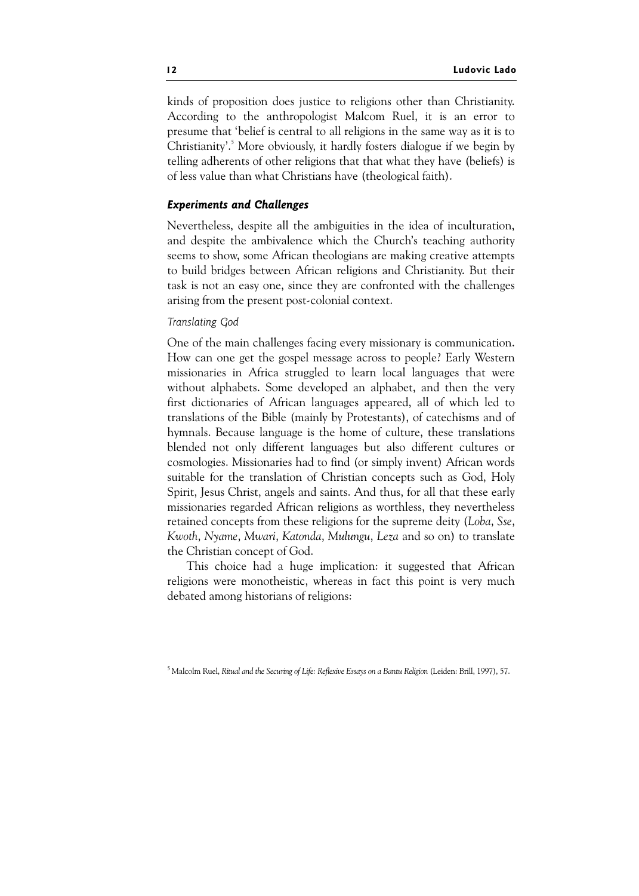kinds of proposition does justice to religions other than Christianity. According to the anthropologist Malcom Ruel, it is an error to presume that 'belief is central to all religions in the same way as it is to Christianity'.[5] More obviously, it hardly fosters dialogue if we begin by telling adherents of other religions that that what they have (beliefs) is of less value than what Christians have (theological faith).

### *Experiments and Challenges*

Nevertheless, despite all the ambiguities in the idea of inculturation, and despite the ambivalence which the Church's teaching authority seems to show, some African theologians are making creative attempts to build bridges between African religions and Christianity. But their task is not an easy one, since they are confronted with the challenges arising from the present post-colonial context.

#### *Translating God*

One of the main challenges facing every missionary is communication. How can one get the gospel message across to people? Early Western missionaries in Africa struggled to learn local languages that were without alphabets. Some developed an alphabet, and then the very first dictionaries of African languages appeared, all of which led to translations of the Bible (mainly by Protestants), of catechisms and of hymnals. Because language is the home of culture, these translations blended not only different languages but also different cultures or cosmologies. Missionaries had to find (or simply invent) African words suitable for the translation of Christian concepts such as God, Holy Spirit, Jesus Christ, angels and saints. And thus, for all that these early missionaries regarded African religions as worthless, they nevertheless retained concepts from these religions for the supreme deity (*Loba*, *Sse*, *Kwoth*, *Nyame*, *Mwari*, *Katonda*, *Mulungu*, *Leza* and so on) to translate the Christian concept of God.

This choice had a huge implication: it suggested that African religions were monotheistic, whereas in fact this point is very much debated among historians of religions:

[5] Malcolm Ruel, *Ritual and the Securing of Life: Reflexive Essays on a Bantu Religion* (Leiden: Brill, 1997), 57.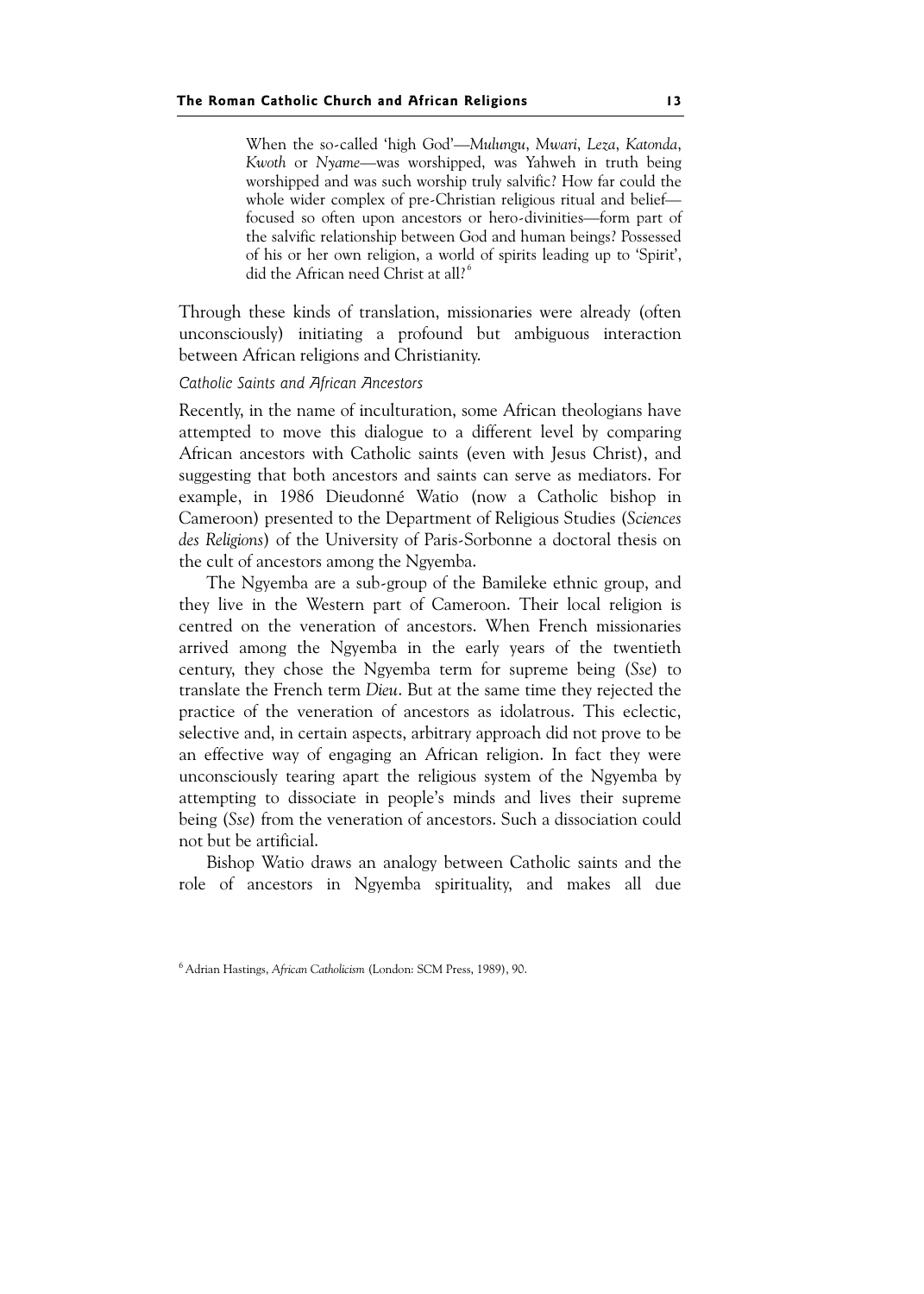> When the so-called 'high God'—*Mulungu*, *Mwari*, *Leza*, *Katonda*, *Kwoth* or *Nyame*—was worshipped, was Yahweh in truth being worshipped and was such worship truly salvific? How far could the whole wider complex of pre-Christian religious ritual and belief—focused so often upon ancestors or hero-divinities—form part of the salvific relationship between God and human beings? Possessed of his or her own religion, a world of spirits leading up to 'Spirit', did the African need Christ at all?[6]

Through these kinds of translation, missionaries were already (often unconsciously) initiating a profound but ambiguous interaction between African religions and Christianity.

### *Catholic Saints and African Ancestors*

Recently, in the name of inculturation, some African theologians have attempted to move this dialogue to a different level by comparing African ancestors with Catholic saints (even with Jesus Christ), and suggesting that both ancestors and saints can serve as mediators. For example, in 1986 Dieudonné Watio (now a Catholic bishop in Cameroon) presented to the Department of Religious Studies (*Sciences des Religions*) of the University of Paris-Sorbonne a doctoral thesis on the cult of ancestors among the Ngyemba.

The Ngyemba are a sub-group of the Bamileke ethnic group, and they live in the Western part of Cameroon. Their local religion is centred on the veneration of ancestors. When French missionaries arrived among the Ngyemba in the early years of the twentieth century, they chose the Ngyemba term for supreme being (*Sse*) to translate the French term *Dieu*. But at the same time they rejected the practice of the veneration of ancestors as idolatrous. This eclectic, selective and, in certain aspects, arbitrary approach did not prove to be an effective way of engaging an African religion. In fact they were unconsciously tearing apart the religious system of the Ngyemba by attempting to dissociate in people's minds and lives their supreme being (*Sse*) from the veneration of ancestors. Such a dissociation could not but be artificial.

Bishop Watio draws an analogy between Catholic saints and the role of ancestors in Ngyemba spirituality, and makes all due

[6] Adrian Hastings, *African Catholicism* (London: SCM Press, 1989), 90.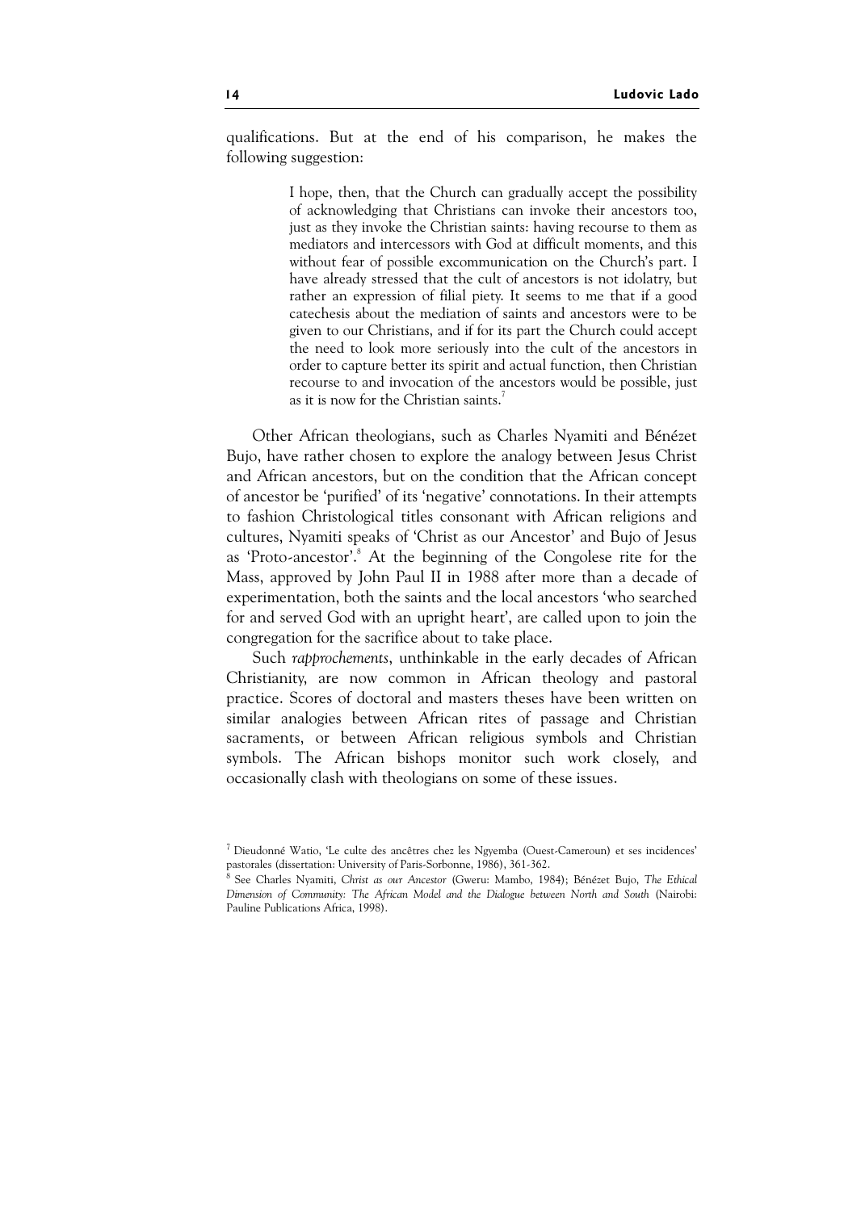qualifications. But at the end of his comparison, he makes the following suggestion:

> I hope, then, that the Church can gradually accept the possibility of acknowledging that Christians can invoke their ancestors too, just as they invoke the Christian saints: having recourse to them as mediators and intercessors with God at difficult moments, and this without fear of possible excommunication on the Church's part. I have already stressed that the cult of ancestors is not idolatry, but rather an expression of filial piety. It seems to me that if a good catechesis about the mediation of saints and ancestors were to be given to our Christians, and if for its part the Church could accept the need to look more seriously into the cult of the ancestors in order to capture better its spirit and actual function, then Christian recourse to and invocation of the ancestors would be possible, just as it is now for the Christian saints.[7]

Other African theologians, such as Charles Nyamiti and Bénézet Bujo, have rather chosen to explore the analogy between Jesus Christ and African ancestors, but on the condition that the African concept of ancestor be 'purified' of its 'negative' connotations. In their attempts to fashion Christological titles consonant with African religions and cultures, Nyamiti speaks of 'Christ as our Ancestor' and Bujo of Jesus as 'Proto-ancestor'.[8] At the beginning of the Congolese rite for the Mass, approved by John Paul II in 1988 after more than a decade of experimentation, both the saints and the local ancestors 'who searched for and served God with an upright heart', are called upon to join the congregation for the sacrifice about to take place.

Such *rapprochements*, unthinkable in the early decades of African Christianity, are now common in African theology and pastoral practice. Scores of doctoral and masters theses have been written on similar analogies between African rites of passage and Christian sacraments, or between African religious symbols and Christian symbols. The African bishops monitor such work closely, and occasionally clash with theologians on some of these issues.

---

[7] Dieudonné Watio, 'Le culte des ancêtres chez les Ngyemba (Ouest-Cameroun) et ses incidences' pastorales (dissertation: University of Paris-Sorbonne, 1986), 361-362.

[8] See Charles Nyamiti, *Christ as our Ancestor* (Gweru: Mambo, 1984); Bénézet Bujo, *The Ethical Dimension of Community: The African Model and the Dialogue between North and South* (Nairobi: Pauline Publications Africa, 1998).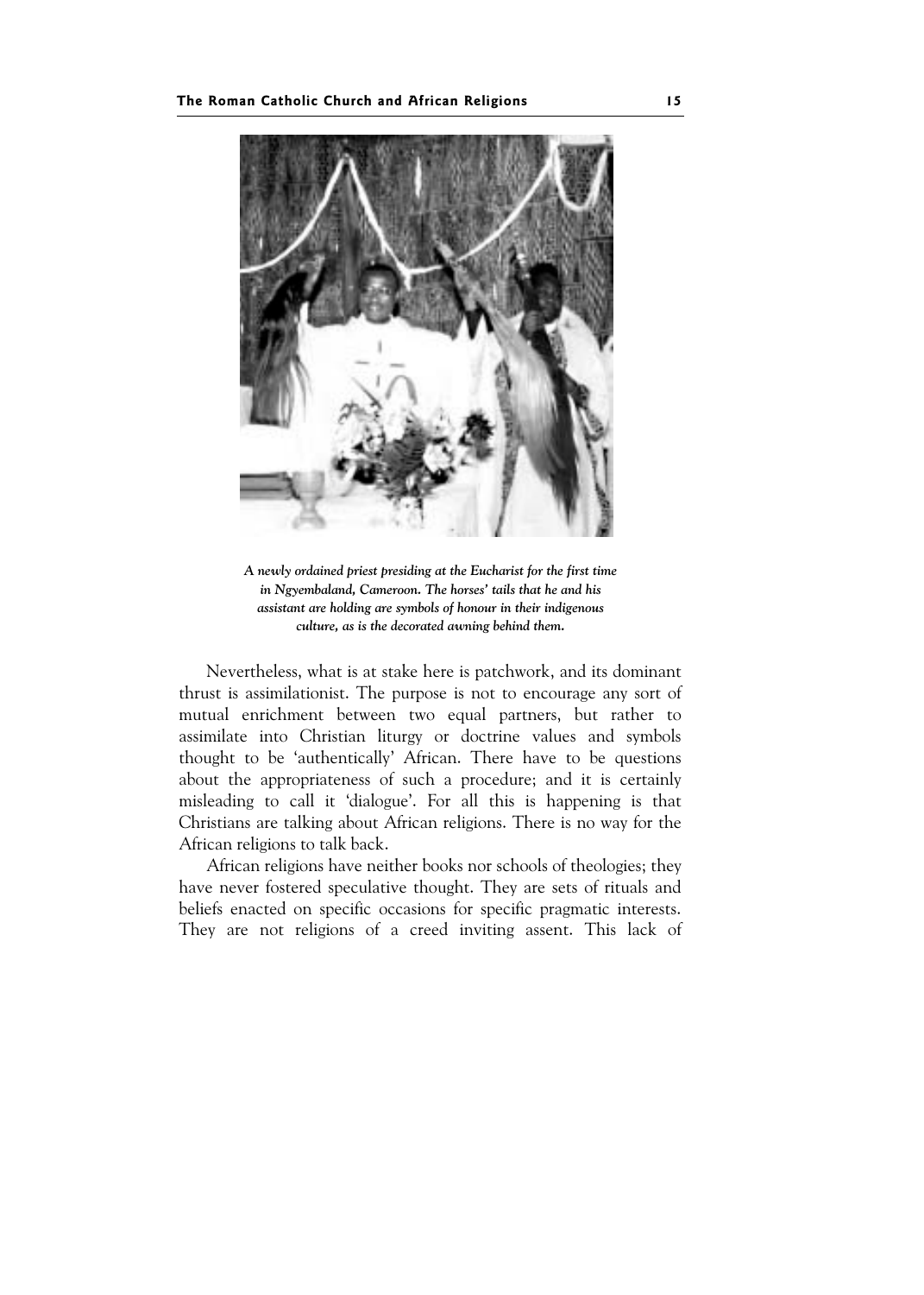*A newly ordained priest presiding at the Eucharist for the first time in Ngyembaland, Cameroon. The horses' tails that he and his assistant are holding are symbols of honour in their indigenous culture, as is the decorated awning behind them.*

Nevertheless, what is at stake here is patchwork, and its dominant thrust is assimilationist. The purpose is not to encourage any sort of mutual enrichment between two equal partners, but rather to assimilate into Christian liturgy or doctrine values and symbols thought to be 'authentically' African. There have to be questions about the appropriateness of such a procedure; and it is certainly misleading to call it 'dialogue'. For all this is happening is that Christians are talking about African religions. There is no way for the African religions to talk back.

African religions have neither books nor schools of theologies; they have never fostered speculative thought. They are sets of rituals and beliefs enacted on specific occasions for specific pragmatic interests. They are not religions of a creed inviting assent. This lack of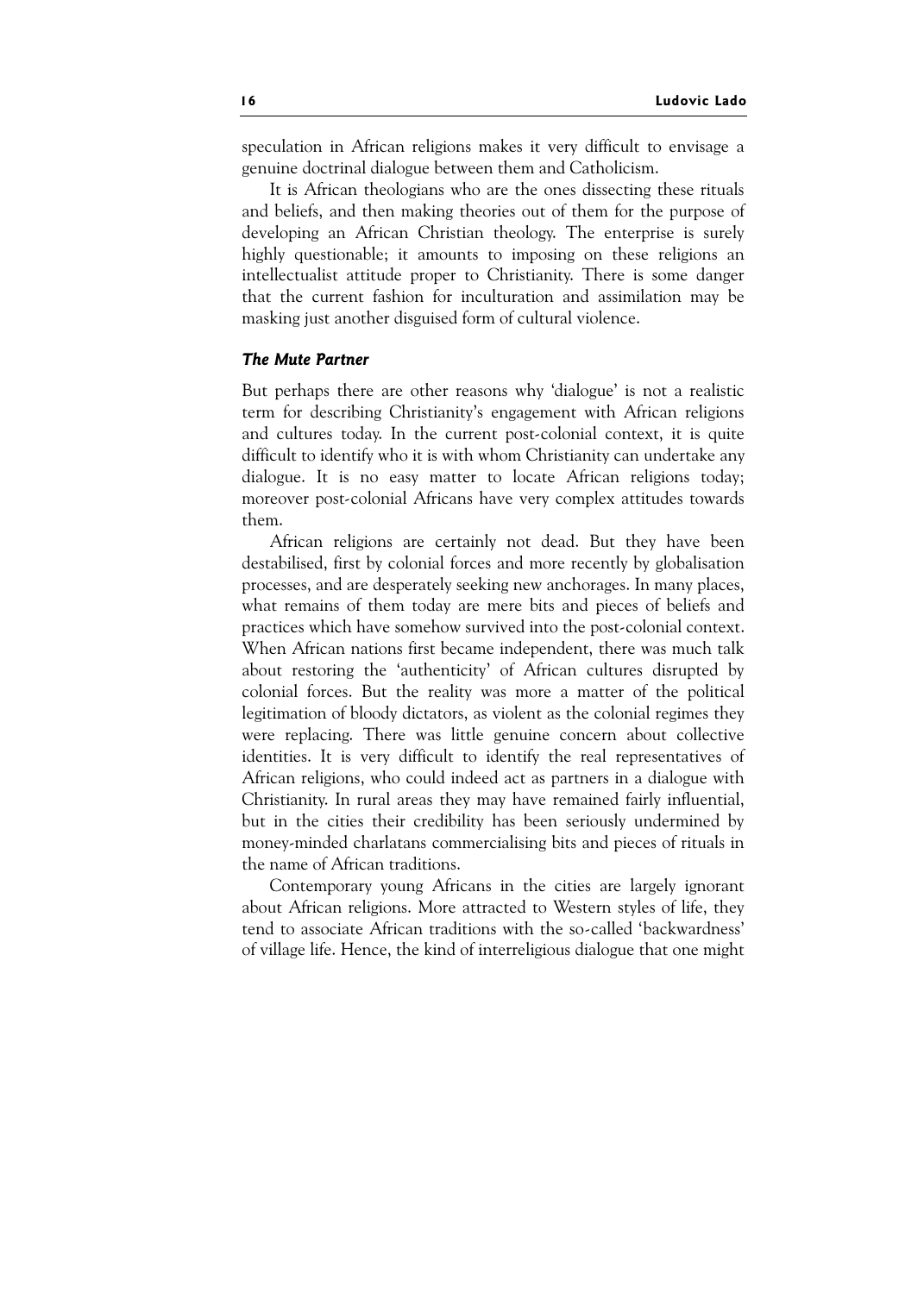speculation in African religions makes it very difficult to envisage a genuine doctrinal dialogue between them and Catholicism.

It is African theologians who are the ones dissecting these rituals and beliefs, and then making theories out of them for the purpose of developing an African Christian theology. The enterprise is surely highly questionable; it amounts to imposing on these religions an intellectualist attitude proper to Christianity. There is some danger that the current fashion for inculturation and assimilation may be masking just another disguised form of cultural violence.

### *The Mute Partner*

But perhaps there are other reasons why 'dialogue' is not a realistic term for describing Christianity's engagement with African religions and cultures today. In the current post-colonial context, it is quite difficult to identify who it is with whom Christianity can undertake any dialogue. It is no easy matter to locate African religions today; moreover post-colonial Africans have very complex attitudes towards them.

African religions are certainly not dead. But they have been destabilised, first by colonial forces and more recently by globalisation processes, and are desperately seeking new anchorages. In many places, what remains of them today are mere bits and pieces of beliefs and practices which have somehow survived into the post-colonial context. When African nations first became independent, there was much talk about restoring the 'authenticity' of African cultures disrupted by colonial forces. But the reality was more a matter of the political legitimation of bloody dictators, as violent as the colonial regimes they were replacing. There was little genuine concern about collective identities. It is very difficult to identify the real representatives of African religions, who could indeed act as partners in a dialogue with Christianity. In rural areas they may have remained fairly influential, but in the cities their credibility has been seriously undermined by money-minded charlatans commercialising bits and pieces of rituals in the name of African traditions.

Contemporary young Africans in the cities are largely ignorant about African religions. More attracted to Western styles of life, they tend to associate African traditions with the so-called 'backwardness' of village life. Hence, the kind of interreligious dialogue that one might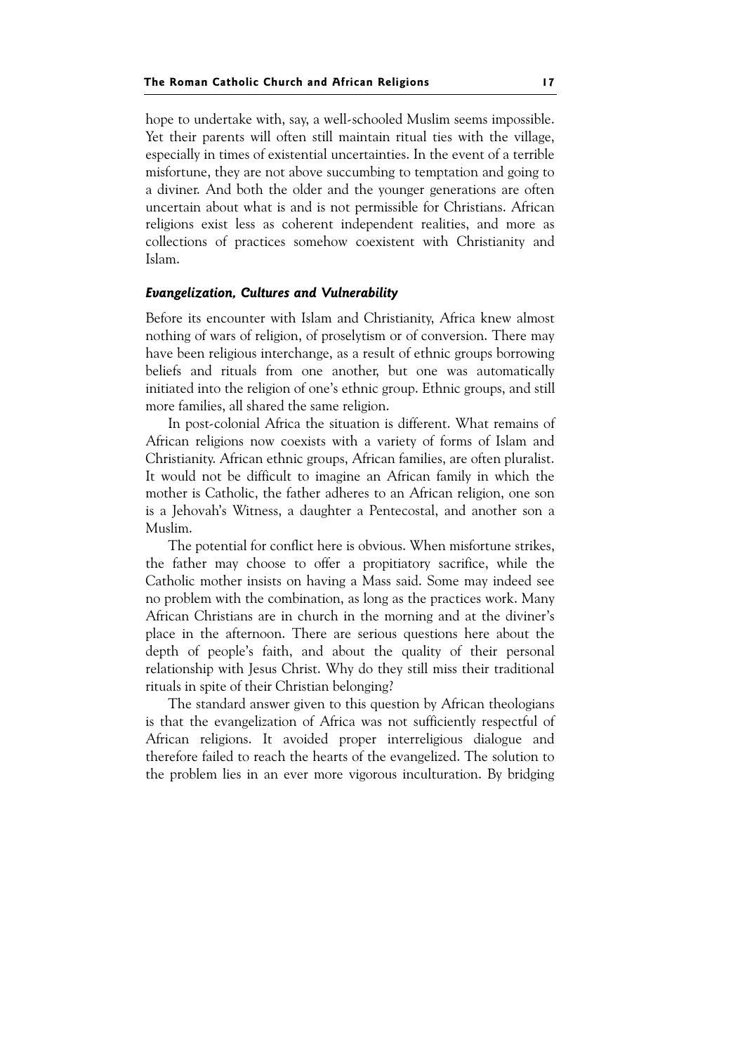hope to undertake with, say, a well-schooled Muslim seems impossible. Yet their parents will often still maintain ritual ties with the village, especially in times of existential uncertainties. In the event of a terrible misfortune, they are not above succumbing to temptation and going to a diviner. And both the older and the younger generations are often uncertain about what is and is not permissible for Christians. African religions exist less as coherent independent realities, and more as collections of practices somehow coexistent with Christianity and Islam.

### *Evangelization, Cultures and Vulnerability*

Before its encounter with Islam and Christianity, Africa knew almost nothing of wars of religion, of proselytism or of conversion. There may have been religious interchange, as a result of ethnic groups borrowing beliefs and rituals from one another, but one was automatically initiated into the religion of one's ethnic group. Ethnic groups, and still more families, all shared the same religion.

In post-colonial Africa the situation is different. What remains of African religions now coexists with a variety of forms of Islam and Christianity. African ethnic groups, African families, are often pluralist. It would not be difficult to imagine an African family in which the mother is Catholic, the father adheres to an African religion, one son is a Jehovah's Witness, a daughter a Pentecostal, and another son a Muslim.

The potential for conflict here is obvious. When misfortune strikes, the father may choose to offer a propitiatory sacrifice, while the Catholic mother insists on having a Mass said. Some may indeed see no problem with the combination, as long as the practices work. Many African Christians are in church in the morning and at the diviner's place in the afternoon. There are serious questions here about the depth of people's faith, and about the quality of their personal relationship with Jesus Christ. Why do they still miss their traditional rituals in spite of their Christian belonging?

The standard answer given to this question by African theologians is that the evangelization of Africa was not sufficiently respectful of African religions. It avoided proper interreligious dialogue and therefore failed to reach the hearts of the evangelized. The solution to the problem lies in an ever more vigorous inculturation. By bridging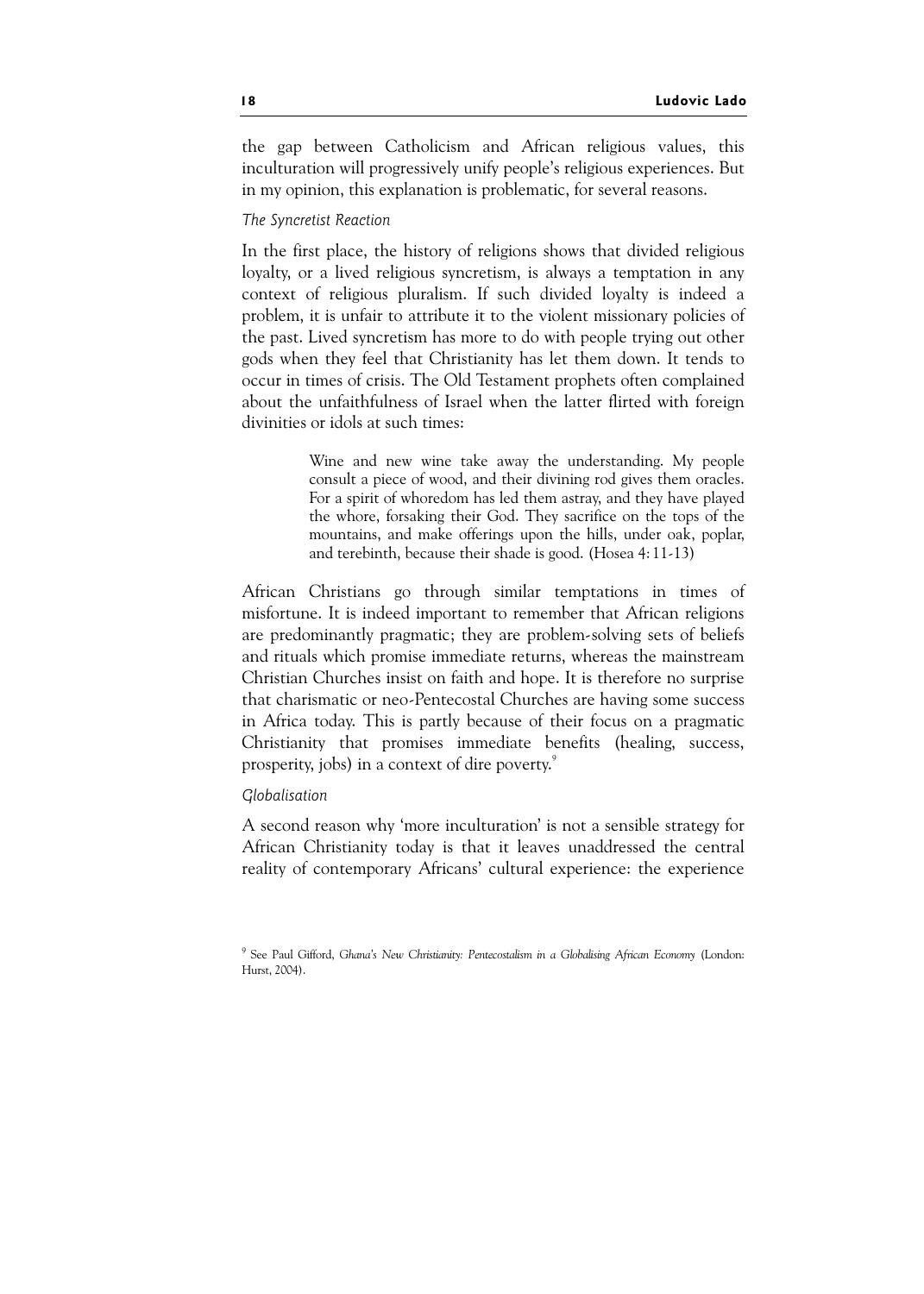the gap between Catholicism and African religious values, this inculturation will progressively unify people's religious experiences. But in my opinion, this explanation is problematic, for several reasons.

*The Syncretist Reaction*

In the first place, the history of religions shows that divided religious loyalty, or a lived religious syncretism, is always a temptation in any context of religious pluralism. If such divided loyalty is indeed a problem, it is unfair to attribute it to the violent missionary policies of the past. Lived syncretism has more to do with people trying out other gods when they feel that Christianity has let them down. It tends to occur in times of crisis. The Old Testament prophets often complained about the unfaithfulness of Israel when the latter flirted with foreign divinities or idols at such times:

> Wine and new wine take away the understanding. My people consult a piece of wood, and their divining rod gives them oracles. For a spirit of whoredom has led them astray, and they have played the whore, forsaking their God. They sacrifice on the tops of the mountains, and make offerings upon the hills, under oak, poplar, and terebinth, because their shade is good. (Hosea 4:11-13)

African Christians go through similar temptations in times of misfortune. It is indeed important to remember that African religions are predominantly pragmatic; they are problem-solving sets of beliefs and rituals which promise immediate returns, whereas the mainstream Christian Churches insist on faith and hope. It is therefore no surprise that charismatic or neo-Pentecostal Churches are having some success in Africa today. This is partly because of their focus on a pragmatic Christianity that promises immediate benefits (healing, success, prosperity, jobs) in a context of dire poverty.[9]

*Globalisation*

A second reason why 'more inculturation' is not a sensible strategy for African Christianity today is that it leaves unaddressed the central reality of contemporary Africans' cultural experience: the experience

[9] See Paul Gifford, *Ghana's New Christianity: Pentecostalism in a Globalising African Economy* (London: Hurst, 2004).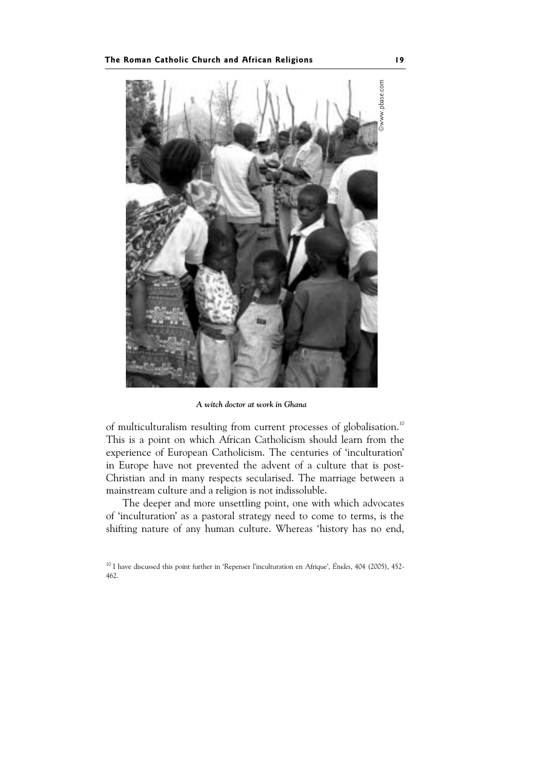*A witch doctor at work in Ghana*

of multiculturalism resulting from current processes of globalisation.[10] This is a point on which African Catholicism should learn from the experience of European Catholicism. The centuries of 'inculturation' in Europe have not prevented the advent of a culture that is post-Christian and in many respects secularised. The marriage between a mainstream culture and a religion is not indissoluble.

The deeper and more unsettling point, one with which advocates of 'inculturation' as a pastoral strategy need to come to terms, is the shifting nature of any human culture. Whereas 'history has no end,

[10] I have discussed this point further in 'Repenser l'inculturation en Afrique', *Études*, 404 (2005), 452-462.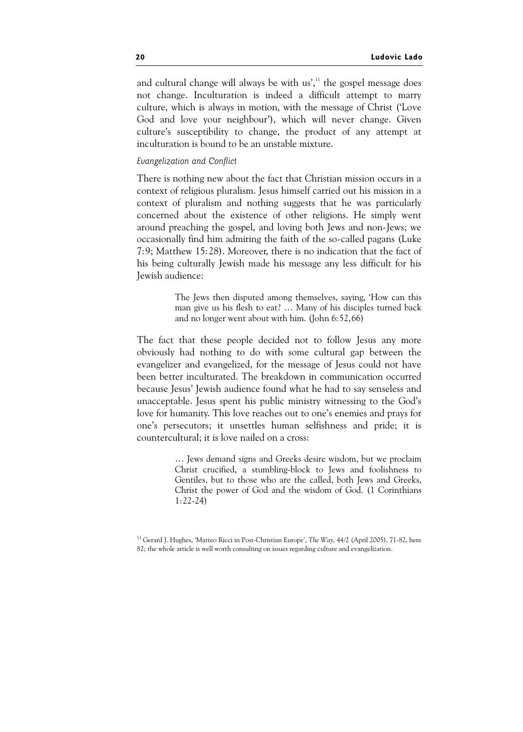and cultural change will always be with us',[11] the gospel message does not change. Inculturation is indeed a difficult attempt to marry culture, which is always in motion, with the message of Christ ('Love God and love your neighbour'), which will never change. Given culture's susceptibility to change, the product of any attempt at inculturation is bound to be an unstable mixture.

*Evangelization and Conflict*

There is nothing new about the fact that Christian mission occurs in a context of religious pluralism. Jesus himself carried out his mission in a context of pluralism and nothing suggests that he was particularly concerned about the existence of other religions. He simply went around preaching the gospel, and loving both Jews and non-Jews; we occasionally find him admiring the faith of the so-called pagans (Luke 7:9; Matthew 15:28). Moreover, there is no indication that the fact of his being culturally Jewish made his message any less difficult for his Jewish audience:

> The Jews then disputed among themselves, saying, 'How can this man give us his flesh to eat? … Many of his disciples turned back and no longer went about with him. (John 6:52,66)

The fact that these people decided not to follow Jesus any more obviously had nothing to do with some cultural gap between the evangelizer and evangelized, for the message of Jesus could not have been better inculturated. The breakdown in communication occurred because Jesus' Jewish audience found what he had to say senseless and unacceptable. Jesus spent his public ministry witnessing to the God's love for humanity. This love reaches out to one's enemies and prays for one's persecutors; it unsettles human selfishness and pride; it is countercultural; it is love nailed on a cross:

> … Jews demand signs and Greeks desire wisdom, but we proclaim Christ crucified, a stumbling-block to Jews and foolishness to Gentiles, but to those who are the called, both Jews and Greeks, Christ the power of God and the wisdom of God. (1 Corinthians 1:22-24)

[11] Gerard J. Hughes, 'Matteo Ricci in Post-Christian Europe', *The Way*, 44/2 (April 2005), 71-82, here 82; the whole article is well worth consulting on issues regarding culture and evangelization.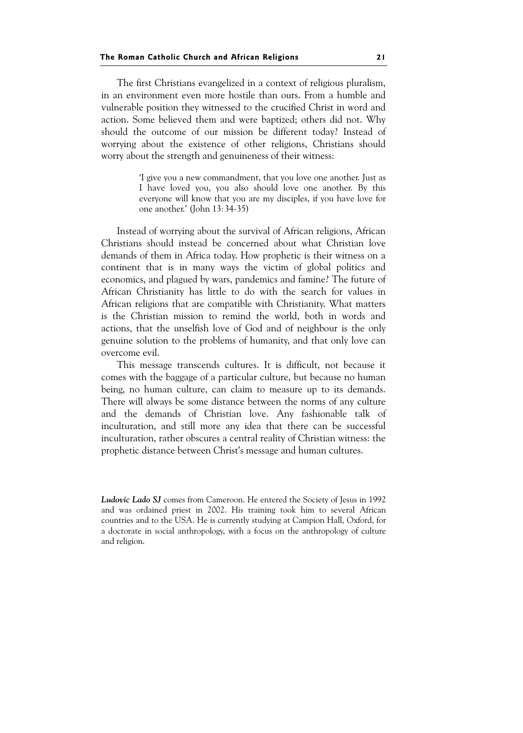The first Christians evangelized in a context of religious pluralism, in an environment even more hostile than ours. From a humble and vulnerable position they witnessed to the crucified Christ in word and action. Some believed them and were baptized; others did not. Why should the outcome of our mission be different today? Instead of worrying about the existence of other religions, Christians should worry about the strength and genuineness of their witness:

> 'I give you a new commandment, that you love one another. Just as I have loved you, you also should love one another. By this everyone will know that you are my disciples, if you have love for one another.' (John 13: 34-35)

Instead of worrying about the survival of African religions, African Christians should instead be concerned about what Christian love demands of them in Africa today. How prophetic is their witness on a continent that is in many ways the victim of global politics and economics, and plagued by wars, pandemics and famine? The future of African Christianity has little to do with the search for values in African religions that are compatible with Christianity. What matters is the Christian mission to remind the world, both in words and actions, that the unselfish love of God and of neighbour is the only genuine solution to the problems of humanity, and that only love can overcome evil.

This message transcends cultures. It is difficult, not because it comes with the baggage of a particular culture, but because no human being, no human culture, can claim to measure up to its demands. There will always be some distance between the norms of any culture and the demands of Christian love. Any fashionable talk of inculturation, and still more any idea that there can be successful inculturation, rather obscures a central reality of Christian witness: the prophetic distance between Christ's message and human cultures.

***Ludovic Lado SJ*** comes from Cameroon. He entered the Society of Jesus in 1992 and was ordained priest in 2002. His training took him to several African countries and to the USA. He is currently studying at Campion Hall, Oxford, for a doctorate in social anthropology, with a focus on the anthropology of culture and religion.